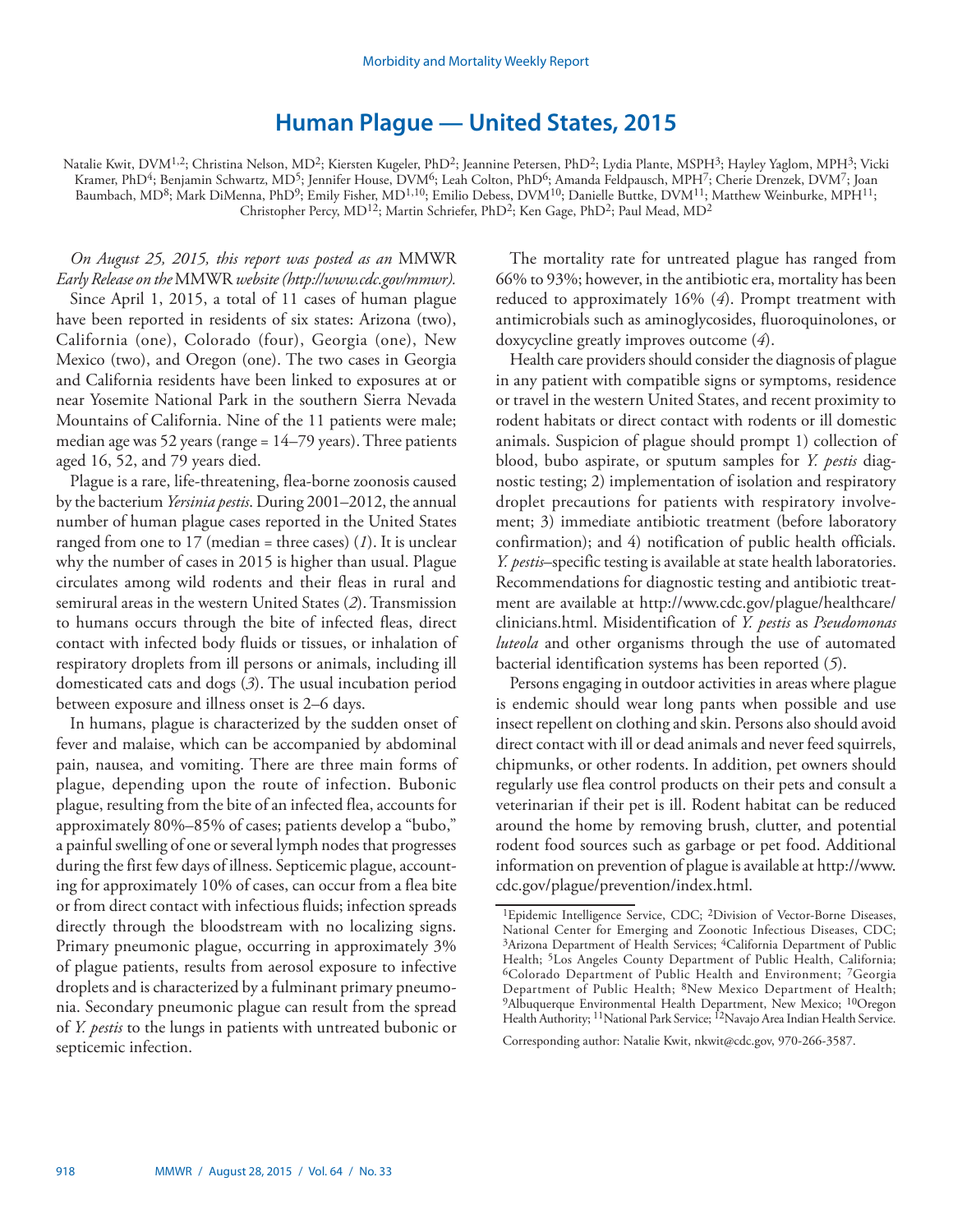# Human Plague — United States, 2015

Natalie Kwit, DVM[1,2]; Christina Nelson, MD[2]; Kiersten Kugeler, PhD[2]; Jeannine Petersen, PhD[2]; Lydia Plante, MSPH[3]; Hayley Yaglom, MPH[3]; Vicki Kramer, PhD[4]; Benjamin Schwartz, MD[5]; Jennifer House, DVM[6]; Leah Colton, PhD[6]; Amanda Feldpausch, MPH[7]; Cherie Drenzek, DVM[7]; Joan Baumbach, MD[8]; Mark DiMenna, PhD[9]; Emily Fisher, MD[1,10]; Emilio Debess, DVM[10]; Danielle Buttke, DVM[11]; Matthew Weinburke, MPH[11]; Christopher Percy, MD[12]; Martin Schriefer, PhD[2]; Ken Gage, PhD[2]; Paul Mead, MD[2]

*On August 25, 2015, this report was posted as an* MMWR *Early Release on the* MMWR *website (http://www.cdc.gov/mmwr).*

Since April 1, 2015, a total of 11 cases of human plague have been reported in residents of six states: Arizona (two), California (one), Colorado (four), Georgia (one), New Mexico (two), and Oregon (one). The two cases in Georgia and California residents have been linked to exposures at or near Yosemite National Park in the southern Sierra Nevada Mountains of California. Nine of the 11 patients were male; median age was 52 years (range = 14–79 years). Three patients aged 16, 52, and 79 years died.

Plague is a rare, life-threatening, flea-borne zoonosis caused by the bacterium *Yersinia pestis*. During 2001–2012, the annual number of human plague cases reported in the United States ranged from one to 17 (median = three cases) (*1*). It is unclear why the number of cases in 2015 is higher than usual. Plague circulates among wild rodents and their fleas in rural and semirural areas in the western United States (*2*). Transmission to humans occurs through the bite of infected fleas, direct contact with infected body fluids or tissues, or inhalation of respiratory droplets from ill persons or animals, including ill domesticated cats and dogs (*3*). The usual incubation period between exposure and illness onset is 2–6 days.

In humans, plague is characterized by the sudden onset of fever and malaise, which can be accompanied by abdominal pain, nausea, and vomiting. There are three main forms of plague, depending upon the route of infection. Bubonic plague, resulting from the bite of an infected flea, accounts for approximately 80%–85% of cases; patients develop a "bubo," a painful swelling of one or several lymph nodes that progresses during the first few days of illness. Septicemic plague, accounting for approximately 10% of cases, can occur from a flea bite or from direct contact with infectious fluids; infection spreads directly through the bloodstream with no localizing signs. Primary pneumonic plague, occurring in approximately 3% of plague patients, results from aerosol exposure to infective droplets and is characterized by a fulminant primary pneumonia. Secondary pneumonic plague can result from the spread of *Y. pestis* to the lungs in patients with untreated bubonic or septicemic infection.

The mortality rate for untreated plague has ranged from 66% to 93%; however, in the antibiotic era, mortality has been reduced to approximately 16% (*4*). Prompt treatment with antimicrobials such as aminoglycosides, fluoroquinolones, or doxycycline greatly improves outcome (*4*).

Health care providers should consider the diagnosis of plague in any patient with compatible signs or symptoms, residence or travel in the western United States, and recent proximity to rodent habitats or direct contact with rodents or ill domestic animals. Suspicion of plague should prompt 1) collection of blood, bubo aspirate, or sputum samples for *Y. pestis* diagnostic testing; 2) implementation of isolation and respiratory droplet precautions for patients with respiratory involvement; 3) immediate antibiotic treatment (before laboratory confirmation); and 4) notification of public health officials. *Y. pestis*–specific testing is available at state health laboratories. Recommendations for diagnostic testing and antibiotic treatment are available at http://www.cdc.gov/plague/healthcare/clinicians.html. Misidentification of *Y. pestis* as *Pseudomonas luteola* and other organisms through the use of automated bacterial identification systems has been reported (*5*).

Persons engaging in outdoor activities in areas where plague is endemic should wear long pants when possible and use insect repellent on clothing and skin. Persons also should avoid direct contact with ill or dead animals and never feed squirrels, chipmunks, or other rodents. In addition, pet owners should regularly use flea control products on their pets and consult a veterinarian if their pet is ill. Rodent habitat can be reduced around the home by removing brush, clutter, and potential rodent food sources such as garbage or pet food. Additional information on prevention of plague is available at http://www.cdc.gov/plague/prevention/index.html.

---

[1]Epidemic Intelligence Service, CDC; [2]Division of Vector-Borne Diseases, National Center for Emerging and Zoonotic Infectious Diseases, CDC; [3]Arizona Department of Health Services; [4]California Department of Public Health; [5]Los Angeles County Department of Public Health, California; [6]Colorado Department of Public Health and Environment; [7]Georgia Department of Public Health; [8]New Mexico Department of Health; [9]Albuquerque Environmental Health Department, New Mexico; [10]Oregon Health Authority; [11]National Park Service; [12]Navajo Area Indian Health Service.

Corresponding author: Natalie Kwit, nkwit@cdc.gov, 970-266-3587.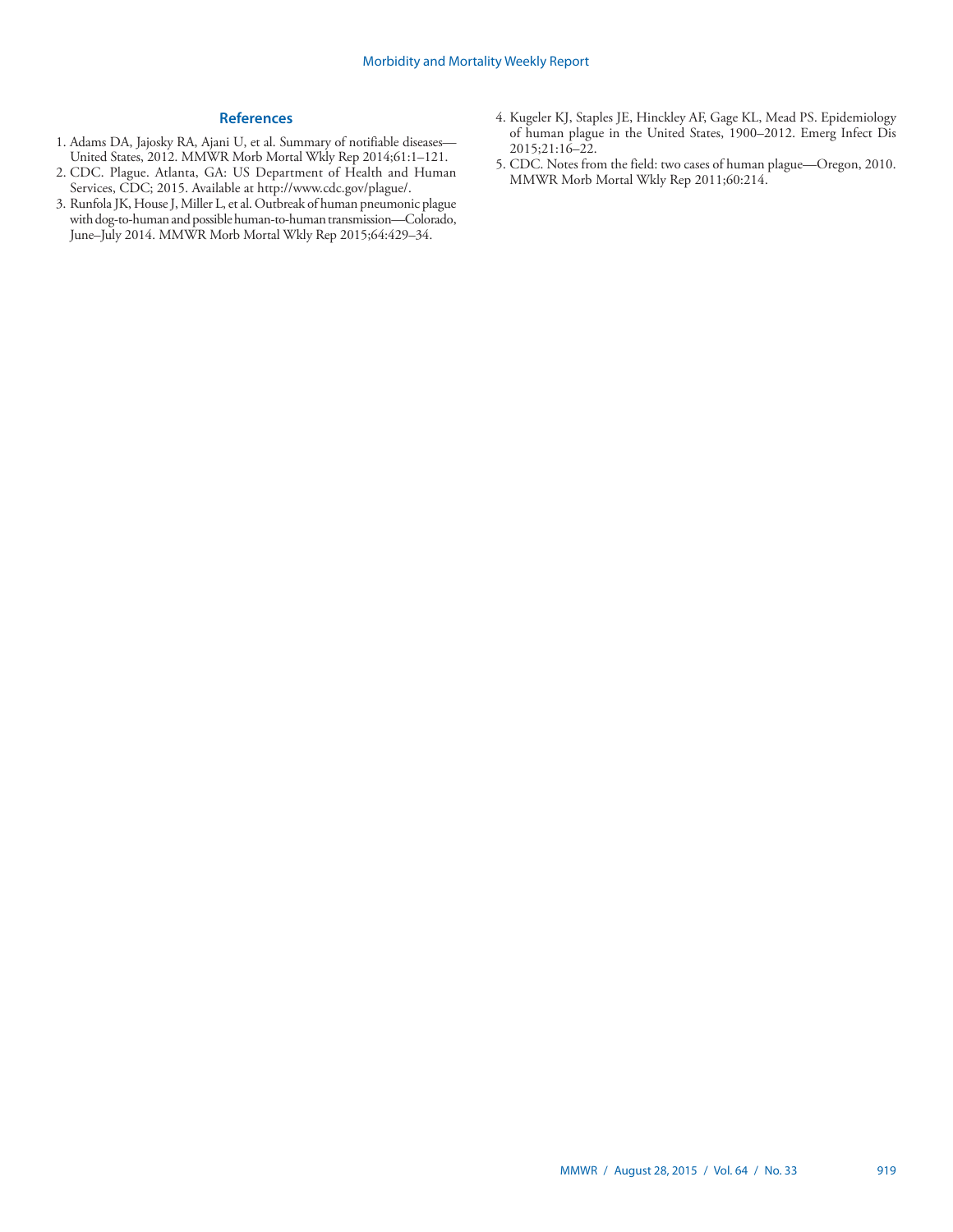## References

1. Adams DA, Jajosky RA, Ajani U, et al. Summary of notifiable diseases—United States, 2012. MMWR Morb Mortal Wkly Rep 2014;61:1–121.
2. CDC. Plague. Atlanta, GA: US Department of Health and Human Services, CDC; 2015. Available at http://www.cdc.gov/plague/.
3. Runfola JK, House J, Miller L, et al. Outbreak of human pneumonic plague with dog-to-human and possible human-to-human transmission—Colorado, June–July 2014. MMWR Morb Mortal Wkly Rep 2015;64:429–34.
4. Kugeler KJ, Staples JE, Hinckley AF, Gage KL, Mead PS. Epidemiology of human plague in the United States, 1900–2012. Emerg Infect Dis 2015;21:16–22.
5. CDC. Notes from the field: two cases of human plague—Oregon, 2010. MMWR Morb Mortal Wkly Rep 2011;60:214.